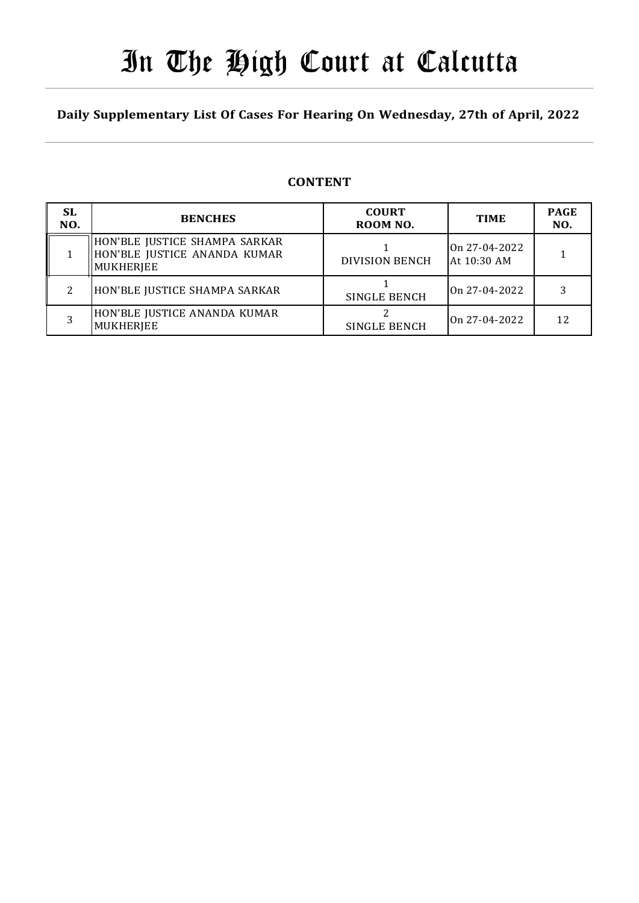# In The High Court at Calcutta

## Daily Supplementary List Of Cases For Hearing On Wednesday, 27th of April, 2022

### CONTENT

| SL NO. | BENCHES | COURT ROOM NO. | TIME | PAGE NO. |
|---|---|---|---|---|
| 1 | HON'BLE JUSTICE SHAMPA SARKAR<br>HON'BLE JUSTICE ANANDA KUMAR MUKHERJEE | 1<br>DIVISION BENCH | On 27-04-2022<br>At 10:30 AM | 1 |
| 2 | HON'BLE JUSTICE SHAMPA SARKAR | 1<br>SINGLE BENCH | On 27-04-2022 | 3 |
| 3 | HON'BLE JUSTICE ANANDA KUMAR MUKHERJEE | 2<br>SINGLE BENCH | On 27-04-2022 | 12 |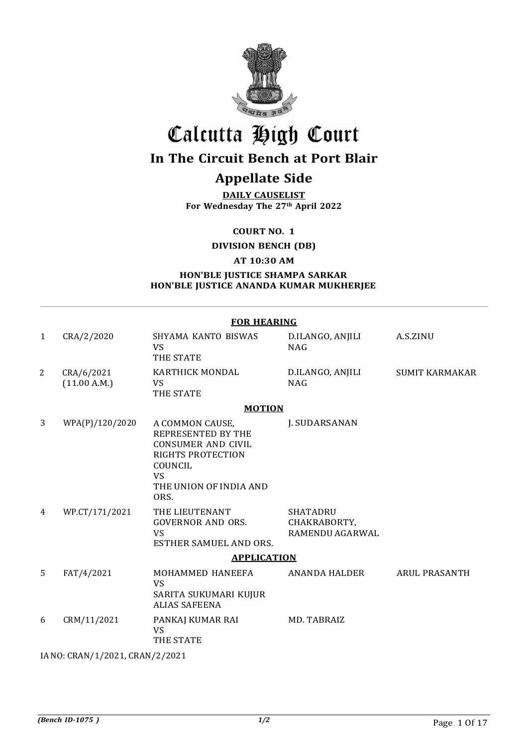# Calcutta High Court

## In The Circuit Bench at Port Blair

## Appellate Side

**DAILY CAUSELIST**
**For Wednesday The 27th April 2022**

**COURT NO. 1**

**DIVISION BENCH (DB)**

**AT 10:30 AM**

**HON'BLE JUSTICE SHAMPA SARKAR**
**HON'BLE JUSTICE ANANDA KUMAR MUKHERJEE**

### FOR HEARING

| | | | | |
|---|---|---|---|---|
| 1 | CRA/2/2020 | SHYAMA KANTO BISWAS VS THE STATE | D.ILANGO, ANJILI NAG | A.S.ZINU |
| 2 | CRA/6/2021 (11.00 A.M.) | KARTHICK MONDAL VS THE STATE | D.ILANGO, ANJILI NAG | SUMIT KARMAKAR |

### MOTION

| | | | | |
|---|---|---|---|---|
| 3 | WPA(P)/120/2020 | A COMMON CAUSE, REPRESENTED BY THE CONSUMER AND CIVIL RIGHTS PROTECTION COUNCIL VS THE UNION OF INDIA AND ORS. | J. SUDARSANAN | |
| 4 | WP.CT/171/2021 | THE LIEUTENANT GOVERNOR AND ORS. VS ESTHER SAMUEL AND ORS. | SHATADRU CHAKRABORTY, RAMENDU AGARWAL | |

### APPLICATION

| | | | | |
|---|---|---|---|---|
| 5 | FAT/4/2021 | MOHAMMED HANEEFA VS SARITA SUKUMARI KUJUR ALIAS SAFEENA | ANANDA HALDER | ARUL PRASANTH |
| 6 | CRM/11/2021 | PANKAJ KUMAR RAI VS THE STATE | MD. TABRAIZ | |

IA NO: CRAN/1/2021, CRAN/2/2021

*(Bench ID-1075 )* 1/2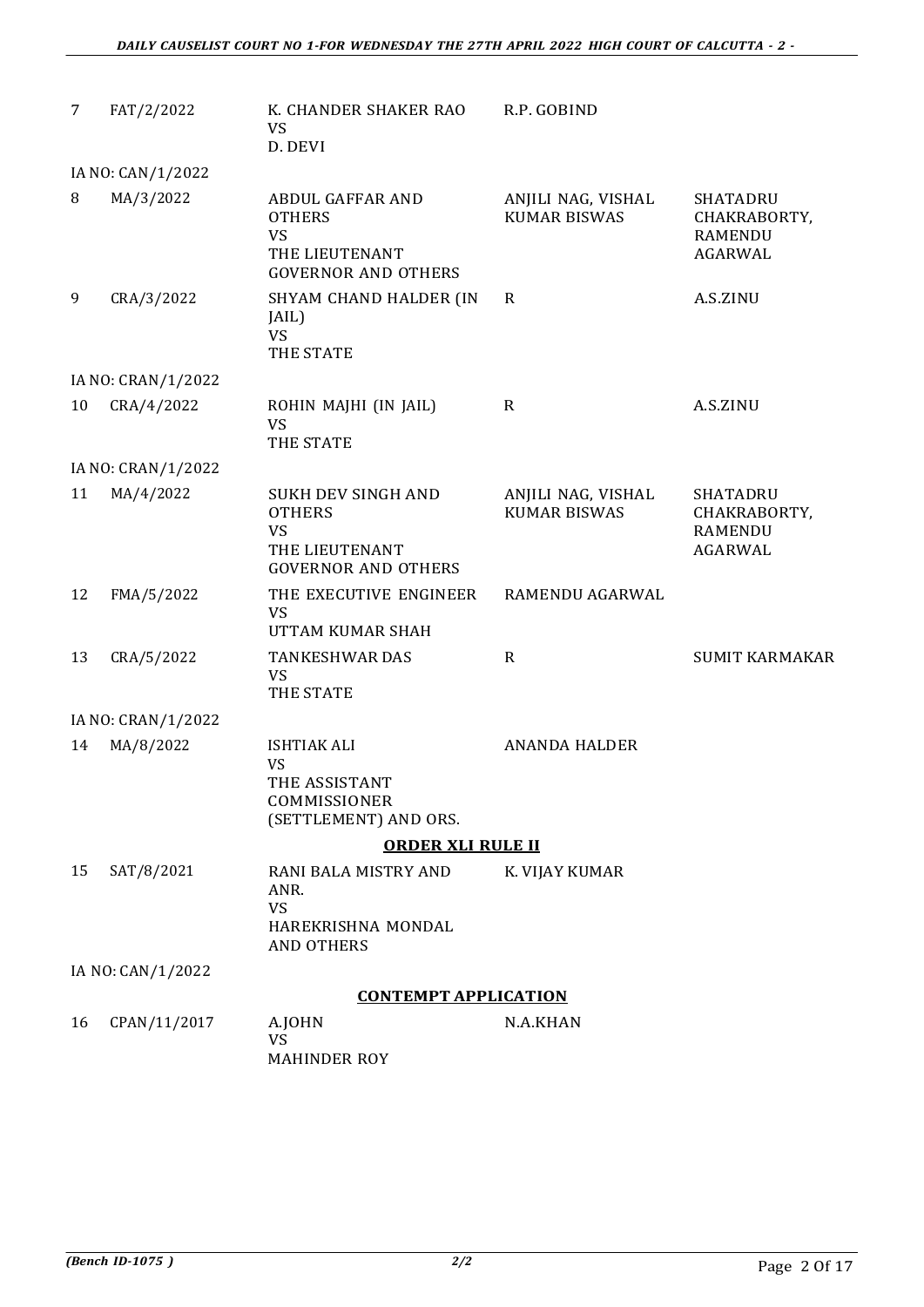| | | | | |
|---|---|---|---|---|
| 7 | FAT/2/2022 | K. CHANDER SHAKER RAO<br>VS<br>D. DEVI | R.P. GOBIND | |
| IA NO: CAN/1/2022 | | | | |
| 8 | MA/3/2022 | ABDUL GAFFAR AND OTHERS<br>VS<br>THE LIEUTENANT GOVERNOR AND OTHERS | ANJILI NAG, VISHAL KUMAR BISWAS | SHATADRU CHAKRABORTY, RAMENDU AGARWAL |
| 9 | CRA/3/2022 | SHYAM CHAND HALDER (IN JAIL)<br>VS<br>THE STATE | R | A.S.ZINU |
| IA NO: CRAN/1/2022 | | | | |
| 10 | CRA/4/2022 | ROHIN MAJHI (IN JAIL)<br>VS<br>THE STATE | R | A.S.ZINU |
| IA NO: CRAN/1/2022 | | | | |
| 11 | MA/4/2022 | SUKH DEV SINGH AND OTHERS<br>VS<br>THE LIEUTENANT GOVERNOR AND OTHERS | ANJILI NAG, VISHAL KUMAR BISWAS | SHATADRU CHAKRABORTY, RAMENDU AGARWAL |
| 12 | FMA/5/2022 | THE EXECUTIVE ENGINEER<br>VS<br>UTTAM KUMAR SHAH | RAMENDU AGARWAL | |
| 13 | CRA/5/2022 | TANKESHWAR DAS<br>VS<br>THE STATE | R | SUMIT KARMAKAR |
| IA NO: CRAN/1/2022 | | | | |
| 14 | MA/8/2022 | ISHTIAK ALI<br>VS<br>THE ASSISTANT COMMISSIONER (SETTLEMENT) AND ORS. | ANANDA HALDER | |

**ORDER XLI RULE II**

| | | | | |
|---|---|---|---|---|
| 15 | SAT/8/2021 | RANI BALA MISTRY AND ANR.<br>VS<br>HAREKRISHNA MONDAL AND OTHERS | K. VIJAY KUMAR | |
| IA NO: CAN/1/2022 | | | | |

**CONTEMPT APPLICATION**

| | | | | |
|---|---|---|---|---|
| 16 | CPAN/11/2017 | A.JOHN<br>VS<br>MAHINDER ROY | N.A.KHAN | |

*(Bench ID-1075 )* 2/2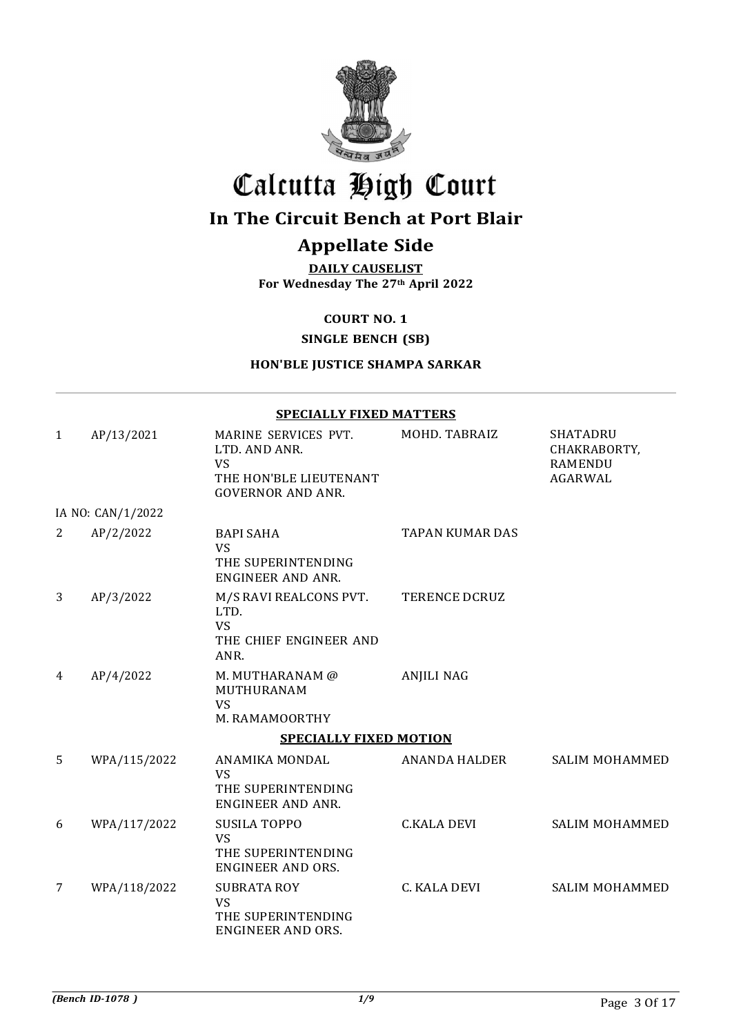# Calcutta High Court

## In The Circuit Bench at Port Blair

## Appellate Side

**DAILY CAUSELIST**
**For Wednesday The 27th April 2022**

**COURT NO. 1**

**SINGLE BENCH (SB)**

**HON'BLE JUSTICE SHAMPA SARKAR**

**SPECIALLY FIXED MATTERS**

| | | | | |
|---|---|---|---|---|
| 1 | AP/13/2021 | MARINE SERVICES PVT. LTD. AND ANR. VS THE HON'BLE LIEUTENANT GOVERNOR AND ANR. | MOHD. TABRAIZ | SHATADRU CHAKRABORTY, RAMENDU AGARWAL |
| | IA NO: CAN/1/2022 | | | |
| 2 | AP/2/2022 | BAPI SAHA VS THE SUPERINTENDING ENGINEER AND ANR. | TAPAN KUMAR DAS | |
| 3 | AP/3/2022 | M/S RAVI REALCONS PVT. LTD. VS THE CHIEF ENGINEER AND ANR. | TERENCE DCRUZ | |
| 4 | AP/4/2022 | M. MUTHARANAM @ MUTHURANAM VS M. RAMAMOORTHY | ANJILI NAG | |

**SPECIALLY FIXED MOTION**

| | | | | |
|---|---|---|---|---|
| 5 | WPA/115/2022 | ANAMIKA MONDAL VS THE SUPERINTENDING ENGINEER AND ANR. | ANANDA HALDER | SALIM MOHAMMED |
| 6 | WPA/117/2022 | SUSILA TOPPO VS THE SUPERINTENDING ENGINEER AND ORS. | C.KALA DEVI | SALIM MOHAMMED |
| 7 | WPA/118/2022 | SUBRATA ROY VS THE SUPERINTENDING ENGINEER AND ORS. | C. KALA DEVI | SALIM MOHAMMED |

*(Bench ID-1078 )*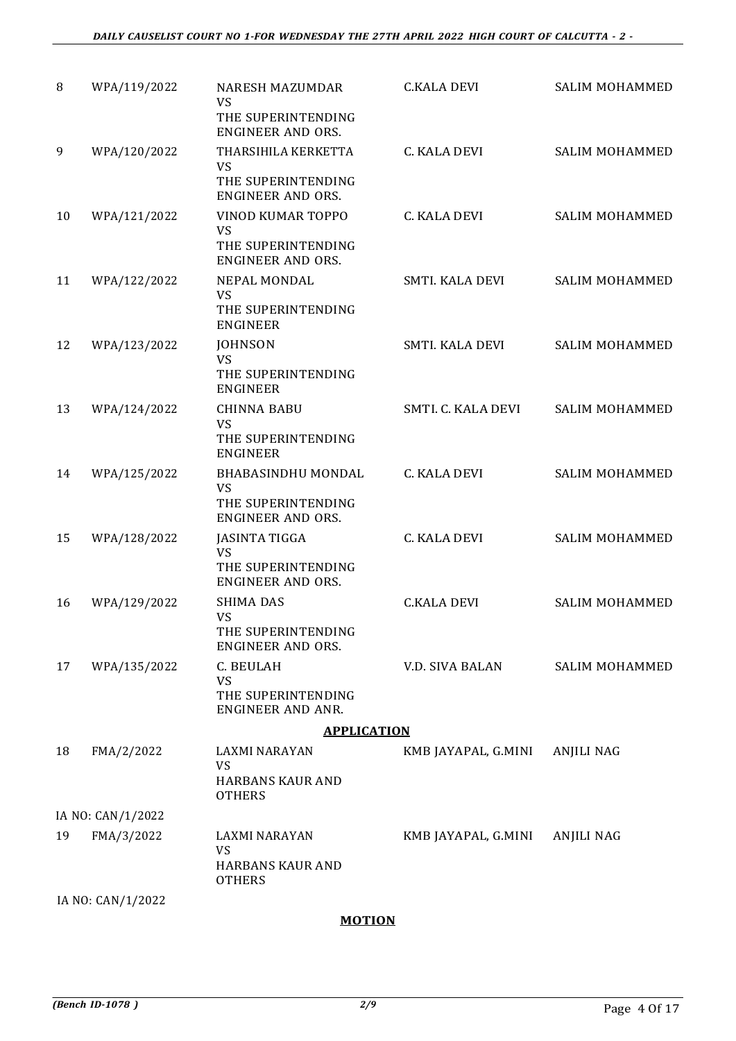| | | | | |
|---|---|---|---|---|
| 8 | WPA/119/2022 | NARESH MAZUMDAR<br>VS<br>THE SUPERINTENDING ENGINEER AND ORS. | C.KALA DEVI | SALIM MOHAMMED |
| 9 | WPA/120/2022 | THARSIHILA KERKETTA<br>VS<br>THE SUPERINTENDING ENGINEER AND ORS. | C. KALA DEVI | SALIM MOHAMMED |
| 10 | WPA/121/2022 | VINOD KUMAR TOPPO<br>VS<br>THE SUPERINTENDING ENGINEER AND ORS. | C. KALA DEVI | SALIM MOHAMMED |
| 11 | WPA/122/2022 | NEPAL MONDAL<br>VS<br>THE SUPERINTENDING ENGINEER | SMTI. KALA DEVI | SALIM MOHAMMED |
| 12 | WPA/123/2022 | JOHNSON<br>VS<br>THE SUPERINTENDING ENGINEER | SMTI. KALA DEVI | SALIM MOHAMMED |
| 13 | WPA/124/2022 | CHINNA BABU<br>VS<br>THE SUPERINTENDING ENGINEER | SMTI. C. KALA DEVI | SALIM MOHAMMED |
| 14 | WPA/125/2022 | BHABASINDHU MONDAL<br>VS<br>THE SUPERINTENDING ENGINEER AND ORS. | C. KALA DEVI | SALIM MOHAMMED |
| 15 | WPA/128/2022 | JASINTA TIGGA<br>VS<br>THE SUPERINTENDING ENGINEER AND ORS. | C. KALA DEVI | SALIM MOHAMMED |
| 16 | WPA/129/2022 | SHIMA DAS<br>VS<br>THE SUPERINTENDING ENGINEER AND ORS. | C.KALA DEVI | SALIM MOHAMMED |
| 17 | WPA/135/2022 | C. BEULAH<br>VS<br>THE SUPERINTENDING ENGINEER AND ANR. | V.D. SIVA BALAN | SALIM MOHAMMED |

**APPLICATION**

| | | | | |
|---|---|---|---|---|
| 18 | FMA/2/2022 | LAXMI NARAYAN<br>VS<br>HARBANS KAUR AND OTHERS | KMB JAYAPAL, G.MINI | ANJILI NAG |
| | IA NO: CAN/1/2022 | | | |
| 19 | FMA/3/2022 | LAXMI NARAYAN<br>VS<br>HARBANS KAUR AND OTHERS | KMB JAYAPAL, G.MINI | ANJILI NAG |
| | IA NO: CAN/1/2022 | | | |

**MOTION**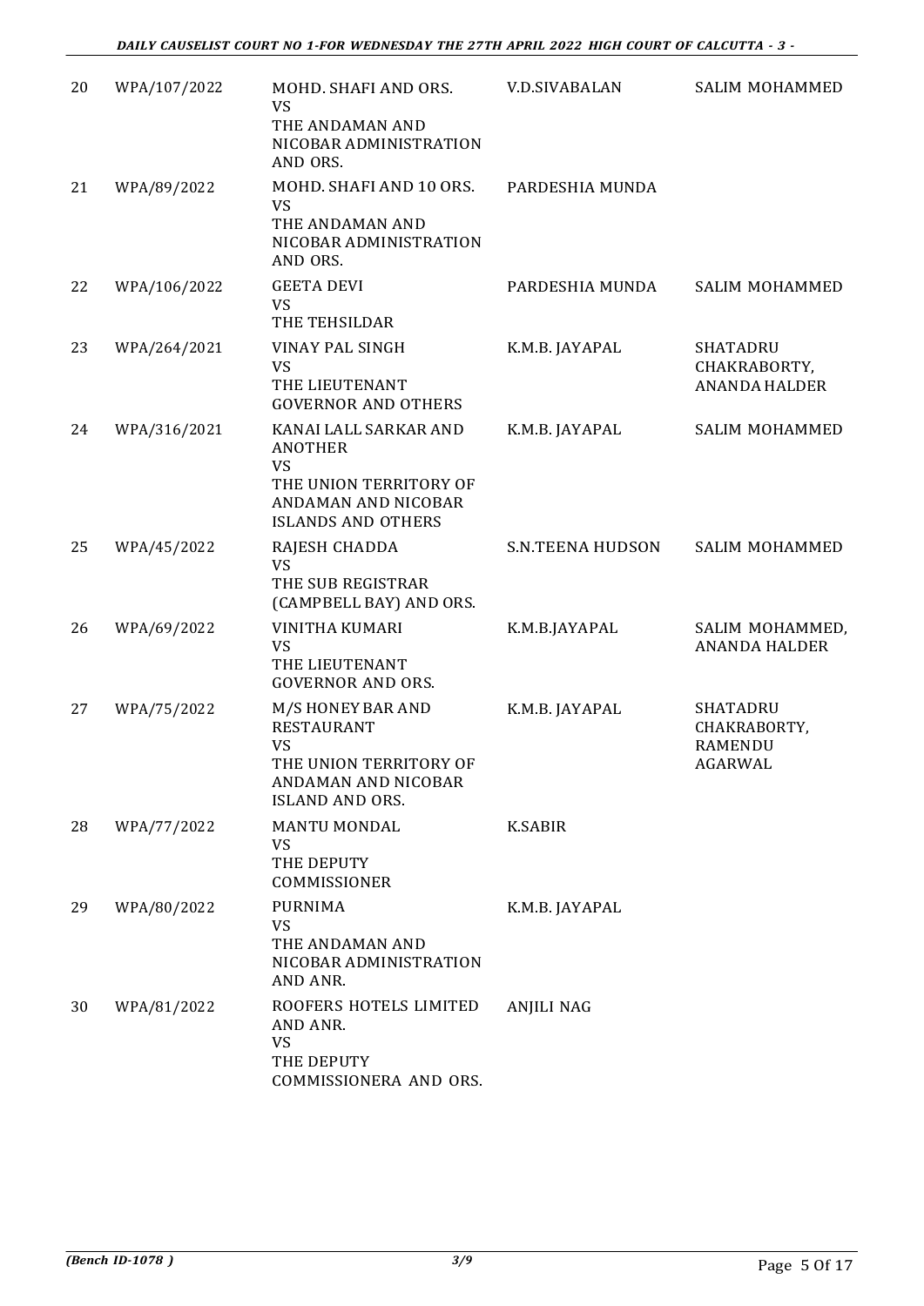| | | | | |
|---|---|---|---|---|
| 20 | WPA/107/2022 | MOHD. SHAFI AND ORS.<br>VS<br>THE ANDAMAN AND NICOBAR ADMINISTRATION AND ORS. | V.D.SIVABALAN | SALIM MOHAMMED |
| 21 | WPA/89/2022 | MOHD. SHAFI AND 10 ORS.<br>VS<br>THE ANDAMAN AND NICOBAR ADMINISTRATION AND ORS. | PARDESHIA MUNDA | |
| 22 | WPA/106/2022 | GEETA DEVI<br>VS<br>THE TEHSILDAR | PARDESHIA MUNDA | SALIM MOHAMMED |
| 23 | WPA/264/2021 | VINAY PAL SINGH<br>VS<br>THE LIEUTENANT GOVERNOR AND OTHERS | K.M.B. JAYAPAL | SHATADRU CHAKRABORTY, ANANDA HALDER |
| 24 | WPA/316/2021 | KANAI LALL SARKAR AND ANOTHER<br>VS<br>THE UNION TERRITORY OF ANDAMAN AND NICOBAR ISLANDS AND OTHERS | K.M.B. JAYAPAL | SALIM MOHAMMED |
| 25 | WPA/45/2022 | RAJESH CHADDA<br>VS<br>THE SUB REGISTRAR (CAMPBELL BAY) AND ORS. | S.N.TEENA HUDSON | SALIM MOHAMMED |
| 26 | WPA/69/2022 | VINITHA KUMARI<br>VS<br>THE LIEUTENANT GOVERNOR AND ORS. | K.M.B.JAYAPAL | SALIM MOHAMMED, ANANDA HALDER |
| 27 | WPA/75/2022 | M/S HONEY BAR AND RESTAURANT<br>VS<br>THE UNION TERRITORY OF ANDAMAN AND NICOBAR ISLAND AND ORS. | K.M.B. JAYAPAL | SHATADRU CHAKRABORTY, RAMENDU AGARWAL |
| 28 | WPA/77/2022 | MANTU MONDAL<br>VS<br>THE DEPUTY COMMISSIONER | K.SABIR | |
| 29 | WPA/80/2022 | PURNIMA<br>VS<br>THE ANDAMAN AND NICOBAR ADMINISTRATION AND ANR. | K.M.B. JAYAPAL | |
| 30 | WPA/81/2022 | ROOFERS HOTELS LIMITED AND ANR.<br>VS<br>THE DEPUTY COMMISSIONERA AND ORS. | ANJILI NAG | |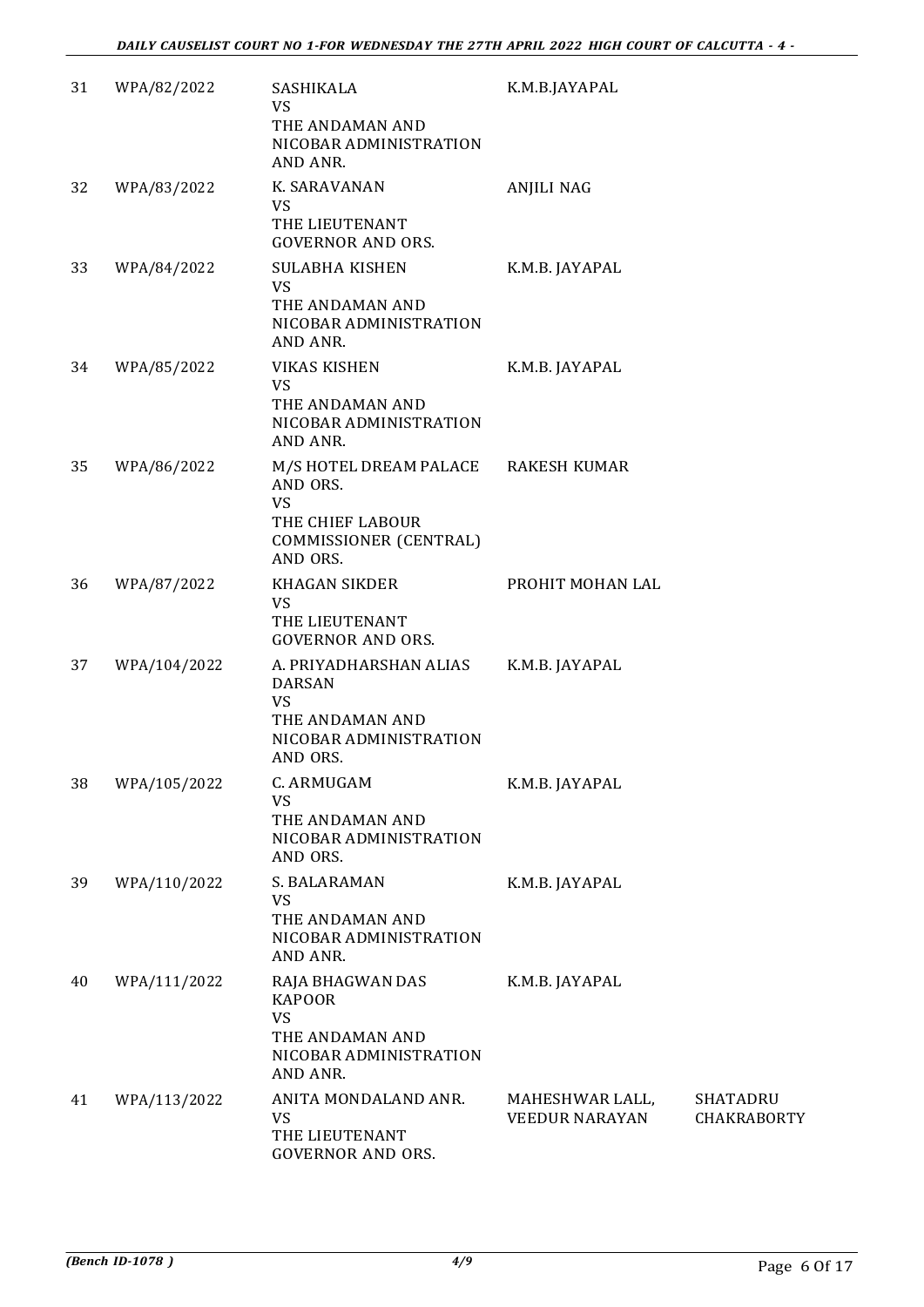| | | | | |
|---|---|---|---|---|
| 31 | WPA/82/2022 | SASHIKALA<br>VS<br>THE ANDAMAN AND NICOBAR ADMINISTRATION AND ANR. | K.M.B.JAYAPAL | |
| 32 | WPA/83/2022 | K. SARAVANAN<br>VS<br>THE LIEUTENANT GOVERNOR AND ORS. | ANJILI NAG | |
| 33 | WPA/84/2022 | SULABHA KISHEN<br>VS<br>THE ANDAMAN AND NICOBAR ADMINISTRATION AND ANR. | K.M.B. JAYAPAL | |
| 34 | WPA/85/2022 | VIKAS KISHEN<br>VS<br>THE ANDAMAN AND NICOBAR ADMINISTRATION AND ANR. | K.M.B. JAYAPAL | |
| 35 | WPA/86/2022 | M/S HOTEL DREAM PALACE AND ORS.<br>VS<br>THE CHIEF LABOUR COMMISSIONER (CENTRAL) AND ORS. | RAKESH KUMAR | |
| 36 | WPA/87/2022 | KHAGAN SIKDER<br>VS<br>THE LIEUTENANT GOVERNOR AND ORS. | PROHIT MOHAN LAL | |
| 37 | WPA/104/2022 | A. PRIYADHARSHAN ALIAS DARSAN<br>VS<br>THE ANDAMAN AND NICOBAR ADMINISTRATION AND ORS. | K.M.B. JAYAPAL | |
| 38 | WPA/105/2022 | C. ARMUGAM<br>VS<br>THE ANDAMAN AND NICOBAR ADMINISTRATION AND ORS. | K.M.B. JAYAPAL | |
| 39 | WPA/110/2022 | S. BALARAMAN<br>VS<br>THE ANDAMAN AND NICOBAR ADMINISTRATION AND ANR. | K.M.B. JAYAPAL | |
| 40 | WPA/111/2022 | RAJA BHAGWAN DAS KAPOOR<br>VS<br>THE ANDAMAN AND NICOBAR ADMINISTRATION AND ANR. | K.M.B. JAYAPAL | |
| 41 | WPA/113/2022 | ANITA MONDALAND ANR.<br>VS<br>THE LIEUTENANT GOVERNOR AND ORS. | MAHESHWAR LALL, VEEDUR NARAYAN | SHATADRU CHAKRABORTY |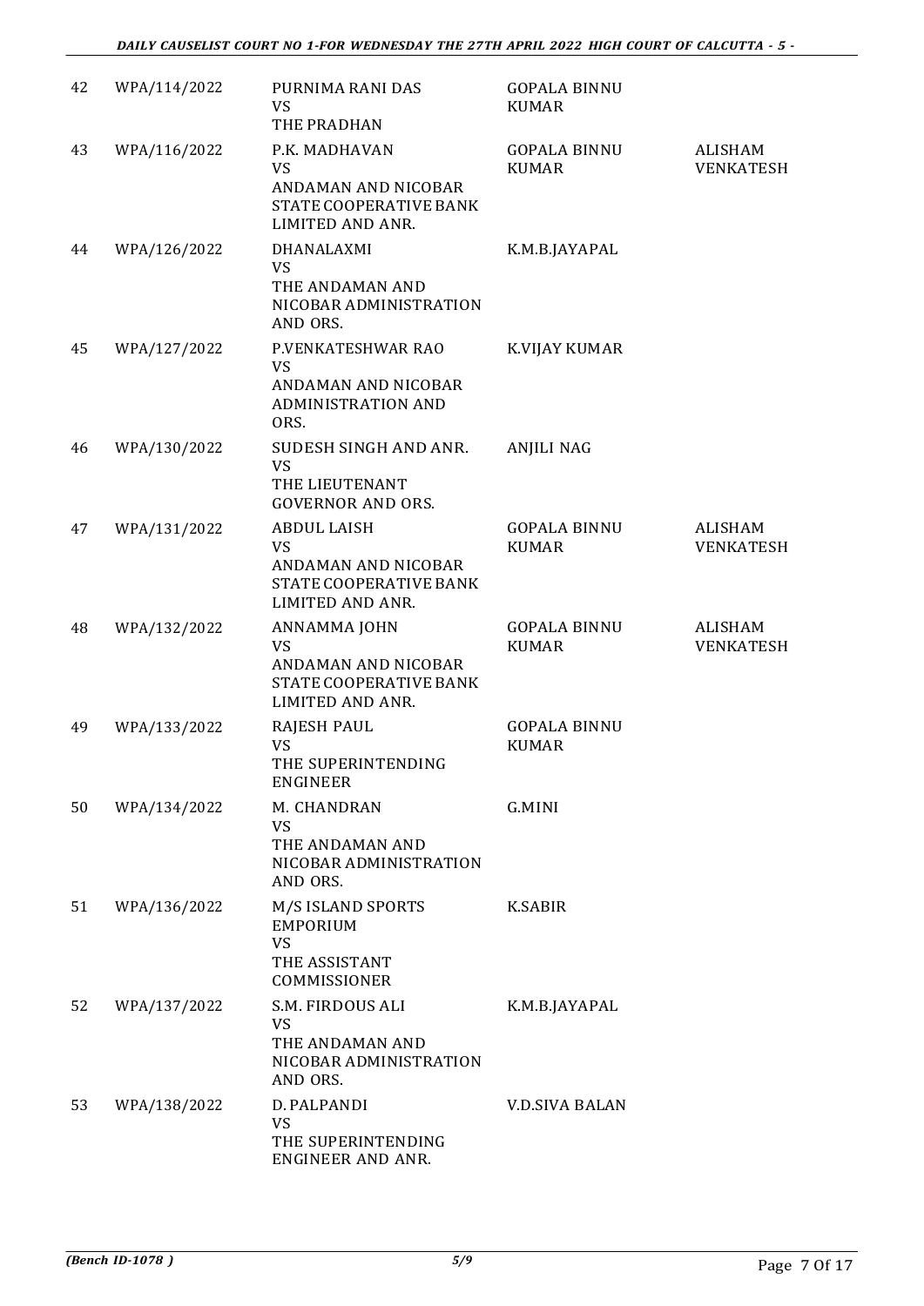| | | | | |
|---|---|---|---|---|
| 42 | WPA/114/2022 | PURNIMA RANI DAS<br>VS<br>THE PRADHAN | GOPALA BINNU KUMAR | |
| 43 | WPA/116/2022 | P.K. MADHAVAN<br>VS<br>ANDAMAN AND NICOBAR STATE COOPERATIVE BANK LIMITED AND ANR. | GOPALA BINNU KUMAR | ALISHAM VENKATESH |
| 44 | WPA/126/2022 | DHANALAXMI<br>VS<br>THE ANDAMAN AND NICOBAR ADMINISTRATION AND ORS. | K.M.B.JAYAPAL | |
| 45 | WPA/127/2022 | P.VENKATESHWAR RAO<br>VS<br>ANDAMAN AND NICOBAR ADMINISTRATION AND ORS. | K.VIJAY KUMAR | |
| 46 | WPA/130/2022 | SUDESH SINGH AND ANR.<br>VS<br>THE LIEUTENANT GOVERNOR AND ORS. | ANJILI NAG | |
| 47 | WPA/131/2022 | ABDUL LAISH<br>VS<br>ANDAMAN AND NICOBAR STATE COOPERATIVE BANK LIMITED AND ANR. | GOPALA BINNU KUMAR | ALISHAM VENKATESH |
| 48 | WPA/132/2022 | ANNAMMA JOHN<br>VS<br>ANDAMAN AND NICOBAR STATE COOPERATIVE BANK LIMITED AND ANR. | GOPALA BINNU KUMAR | ALISHAM VENKATESH |
| 49 | WPA/133/2022 | RAJESH PAUL<br>VS<br>THE SUPERINTENDING ENGINEER | GOPALA BINNU KUMAR | |
| 50 | WPA/134/2022 | M. CHANDRAN<br>VS<br>THE ANDAMAN AND NICOBAR ADMINISTRATION AND ORS. | G.MINI | |
| 51 | WPA/136/2022 | M/S ISLAND SPORTS EMPORIUM<br>VS<br>THE ASSISTANT COMMISSIONER | K.SABIR | |
| 52 | WPA/137/2022 | S.M. FIRDOUS ALI<br>VS<br>THE ANDAMAN AND NICOBAR ADMINISTRATION AND ORS. | K.M.B.JAYAPAL | |
| 53 | WPA/138/2022 | D. PALPANDI<br>VS<br>THE SUPERINTENDING ENGINEER AND ANR. | V.D.SIVA BALAN | |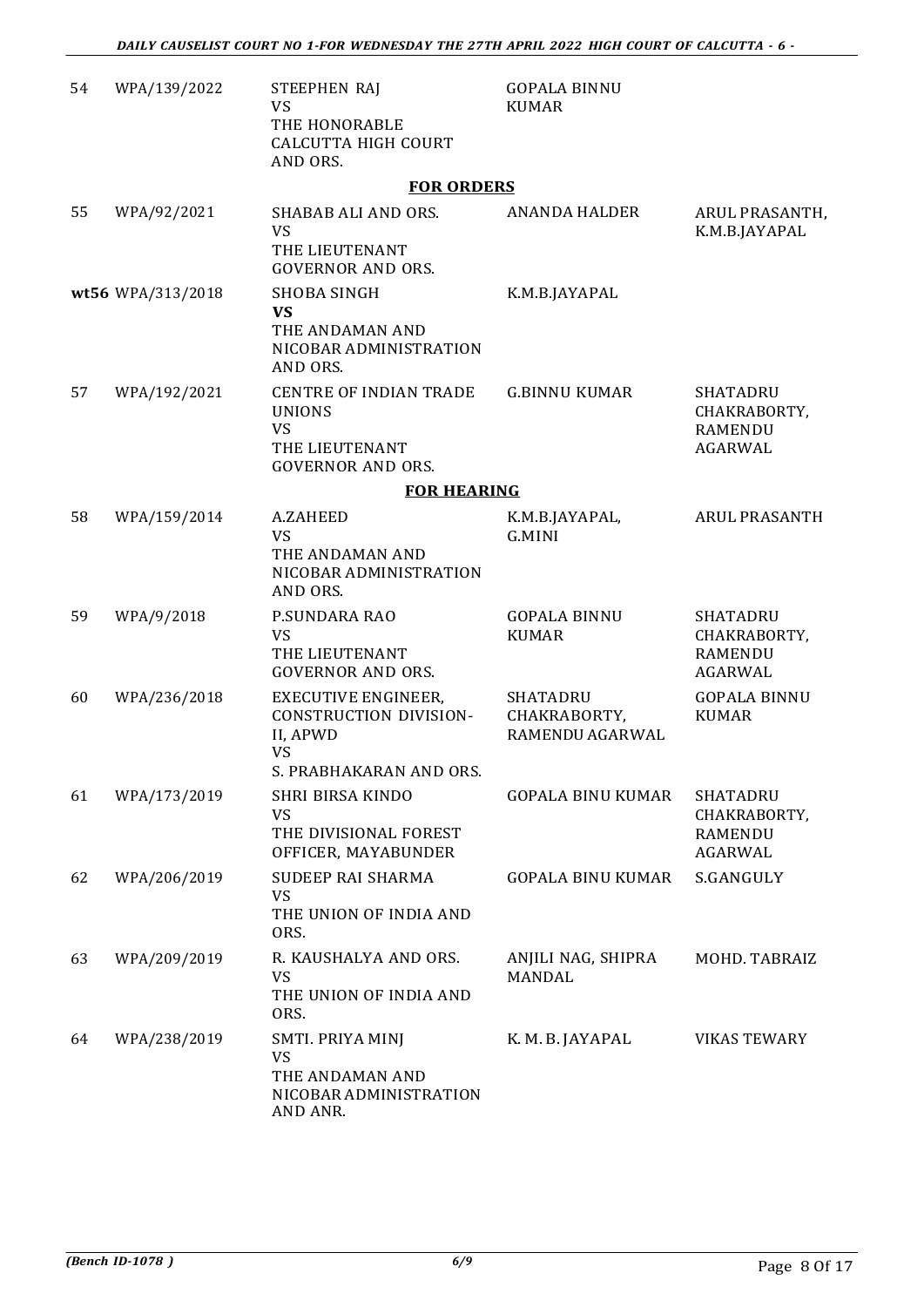| | | | | |
|---|---|---|---|---|
| 54 | WPA/139/2022 | STEEPHEN RAJ<br>VS<br>THE HONORABLE CALCUTTA HIGH COURT AND ORS. | GOPALA BINNU KUMAR | |

**FOR ORDERS**

| | | | | |
|---|---|---|---|---|
| 55 | WPA/92/2021 | SHABAB ALI AND ORS.<br>VS<br>THE LIEUTENANT GOVERNOR AND ORS. | ANANDA HALDER | ARUL PRASANTH, K.M.B.JAYAPAL |
| wt56 | WPA/313/2018 | SHOBA SINGH<br>**VS**<br>THE ANDAMAN AND NICOBAR ADMINISTRATION AND ORS. | K.M.B.JAYAPAL | |
| 57 | WPA/192/2021 | CENTRE OF INDIAN TRADE UNIONS<br>VS<br>THE LIEUTENANT GOVERNOR AND ORS. | G.BINNU KUMAR | SHATADRU CHAKRABORTY, RAMENDU AGARWAL |

**FOR HEARING**

| | | | | |
|---|---|---|---|---|
| 58 | WPA/159/2014 | A.ZAHEED<br>VS<br>THE ANDAMAN AND NICOBAR ADMINISTRATION AND ORS. | K.M.B.JAYAPAL, G.MINI | ARUL PRASANTH |
| 59 | WPA/9/2018 | P.SUNDARA RAO<br>VS<br>THE LIEUTENANT GOVERNOR AND ORS. | GOPALA BINNU KUMAR | SHATADRU CHAKRABORTY, RAMENDU AGARWAL |
| 60 | WPA/236/2018 | EXECUTIVE ENGINEER, CONSTRUCTION DIVISION-II, APWD<br>VS<br>S. PRABHAKARAN AND ORS. | SHATADRU CHAKRABORTY, RAMENDU AGARWAL | GOPALA BINNU KUMAR |
| 61 | WPA/173/2019 | SHRI BIRSA KINDO<br>VS<br>THE DIVISIONAL FOREST OFFICER, MAYABUNDER | GOPALA BINU KUMAR | SHATADRU CHAKRABORTY, RAMENDU AGARWAL |
| 62 | WPA/206/2019 | SUDEEP RAI SHARMA<br>VS<br>THE UNION OF INDIA AND ORS. | GOPALA BINU KUMAR | S.GANGULY |
| 63 | WPA/209/2019 | R. KAUSHALYA AND ORS.<br>VS<br>THE UNION OF INDIA AND ORS. | ANJILI NAG, SHIPRA MANDAL | MOHD. TABRAIZ |
| 64 | WPA/238/2019 | SMTI. PRIYA MINJ<br>VS<br>THE ANDAMAN AND NICOBAR ADMINISTRATION AND ANR. | K. M. B. JAYAPAL | VIKAS TEWARY |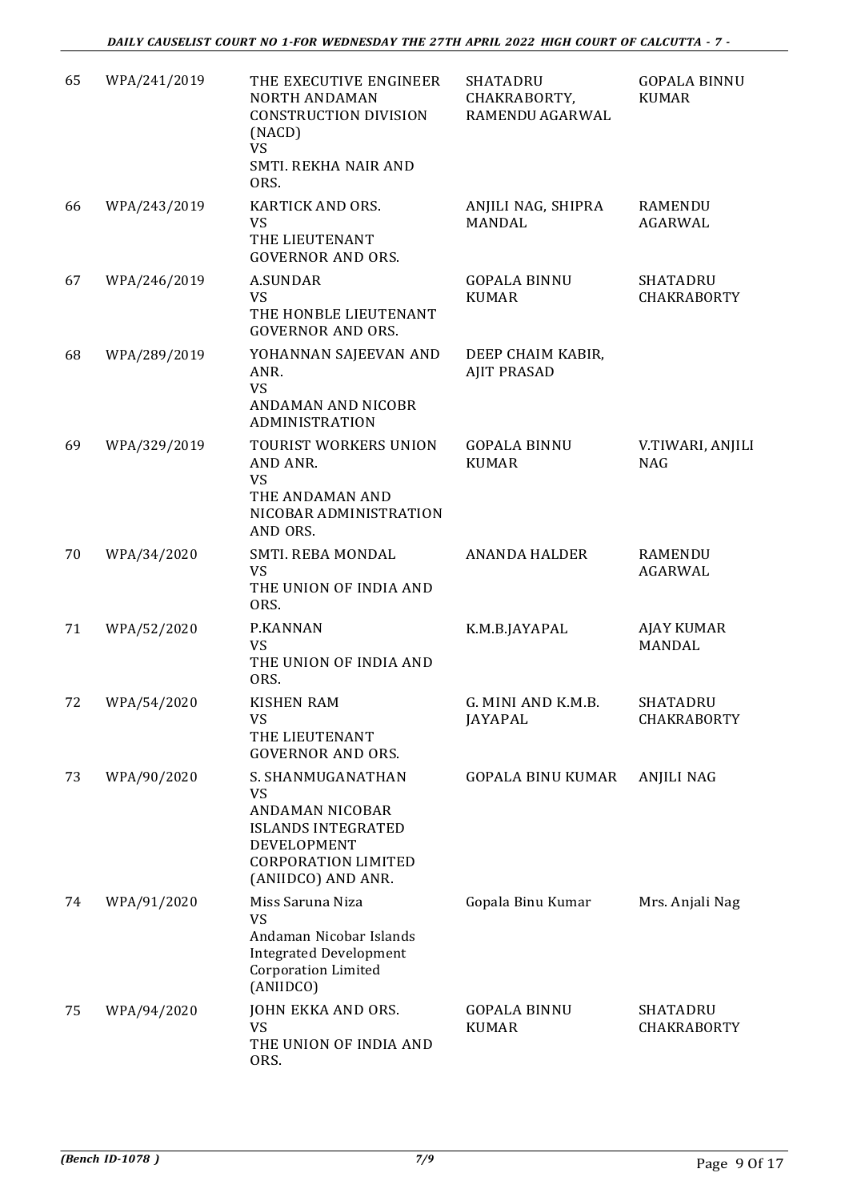| 65 | WPA/241/2019 | THE EXECUTIVE ENGINEER NORTH ANDAMAN CONSTRUCTION DIVISION (NACD)<br>VS<br>SMTI. REKHA NAIR AND ORS. | SHATADRU CHAKRABORTY, RAMENDU AGARWAL | GOPALA BINNU KUMAR |
|---|---|---|---|---|
| 66 | WPA/243/2019 | KARTICK AND ORS.<br>VS<br>THE LIEUTENANT GOVERNOR AND ORS. | ANJILI NAG, SHIPRA MANDAL | RAMENDU AGARWAL |
| 67 | WPA/246/2019 | A.SUNDAR<br>VS<br>THE HONBLE LIEUTENANT GOVERNOR AND ORS. | GOPALA BINNU KUMAR | SHATADRU CHAKRABORTY |
| 68 | WPA/289/2019 | YOHANNAN SAJEEVAN AND ANR.<br>VS<br>ANDAMAN AND NICOBR ADMINISTRATION | DEEP CHAIM KABIR, AJIT PRASAD | |
| 69 | WPA/329/2019 | TOURIST WORKERS UNION AND ANR.<br>VS<br>THE ANDAMAN AND NICOBAR ADMINISTRATION AND ORS. | GOPALA BINNU KUMAR | V.TIWARI, ANJILI NAG |
| 70 | WPA/34/2020 | SMTI. REBA MONDAL<br>VS<br>THE UNION OF INDIA AND ORS. | ANANDA HALDER | RAMENDU AGARWAL |
| 71 | WPA/52/2020 | P.KANNAN<br>VS<br>THE UNION OF INDIA AND ORS. | K.M.B.JAYAPAL | AJAY KUMAR MANDAL |
| 72 | WPA/54/2020 | KISHEN RAM<br>VS<br>THE LIEUTENANT GOVERNOR AND ORS. | G. MINI AND K.M.B. JAYAPAL | SHATADRU CHAKRABORTY |
| 73 | WPA/90/2020 | S. SHANMUGANATHAN<br>VS<br>ANDAMAN NICOBAR ISLANDS INTEGRATED DEVELOPMENT CORPORATION LIMITED (ANIIDCO) AND ANR. | GOPALA BINU KUMAR | ANJILI NAG |
| 74 | WPA/91/2020 | Miss Saruna Niza<br>VS<br>Andaman Nicobar Islands Integrated Development Corporation Limited (ANIIDCO) | Gopala Binu Kumar | Mrs. Anjali Nag |
| 75 | WPA/94/2020 | JOHN EKKA AND ORS.<br>VS<br>THE UNION OF INDIA AND ORS. | GOPALA BINNU KUMAR | SHATADRU CHAKRABORTY |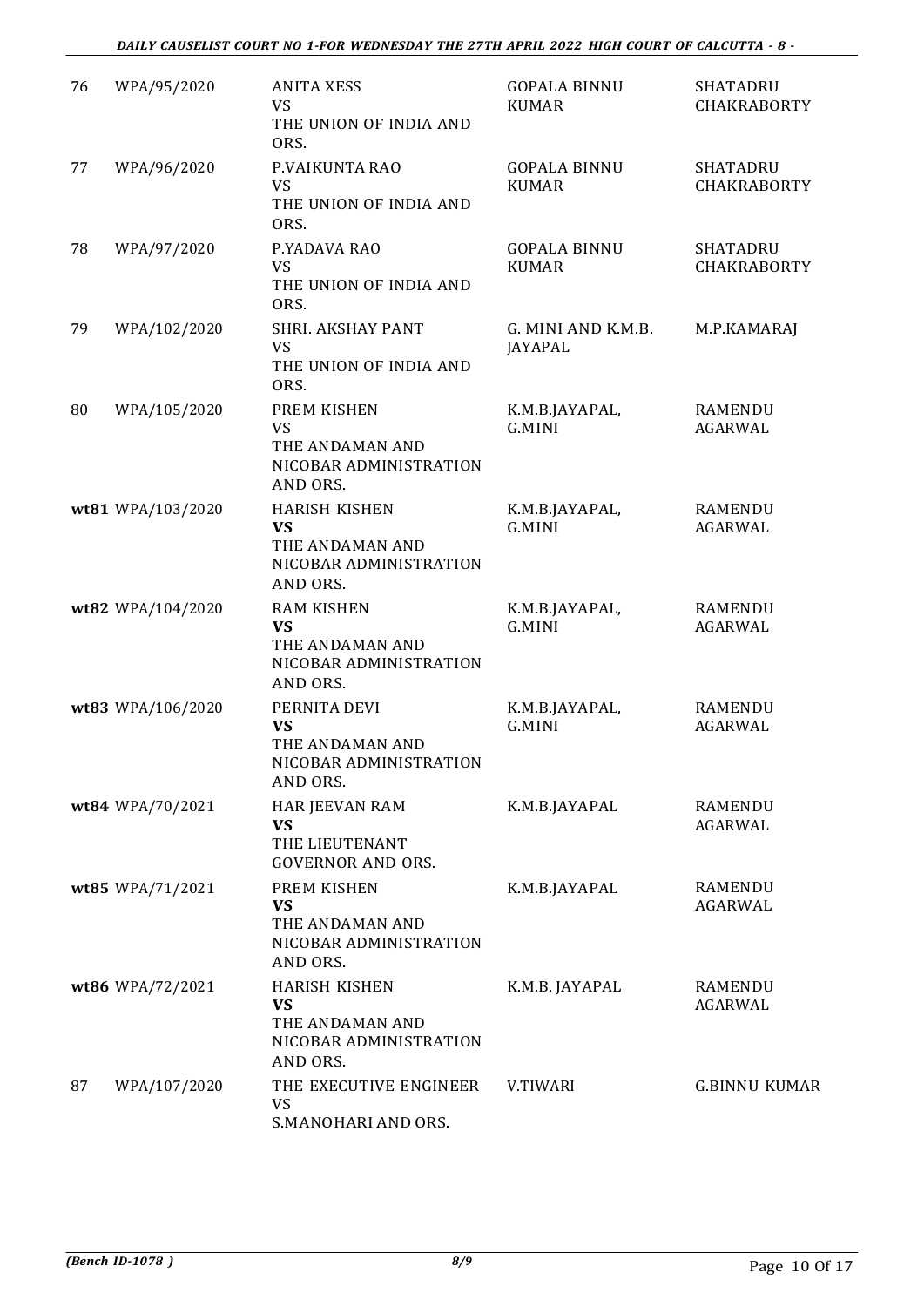| | | | | |
|---|---|---|---|---|
| 76 | WPA/95/2020 | ANITA XESS<br>VS<br>THE UNION OF INDIA AND ORS. | GOPALA BINNU KUMAR | SHATADRU CHAKRABORTY |
| 77 | WPA/96/2020 | P.VAIKUNTA RAO<br>VS<br>THE UNION OF INDIA AND ORS. | GOPALA BINNU KUMAR | SHATADRU CHAKRABORTY |
| 78 | WPA/97/2020 | P.YADAVA RAO<br>VS<br>THE UNION OF INDIA AND ORS. | GOPALA BINNU KUMAR | SHATADRU CHAKRABORTY |
| 79 | WPA/102/2020 | SHRI. AKSHAY PANT<br>VS<br>THE UNION OF INDIA AND ORS. | G. MINI AND K.M.B. JAYAPAL | M.P.KAMARAJ |
| 80 | WPA/105/2020 | PREM KISHEN<br>VS<br>THE ANDAMAN AND NICOBAR ADMINISTRATION AND ORS. | K.M.B.JAYAPAL, G.MINI | RAMENDU AGARWAL |
| **wt81** | WPA/103/2020 | HARISH KISHEN<br>**VS**<br>THE ANDAMAN AND NICOBAR ADMINISTRATION AND ORS. | K.M.B.JAYAPAL, G.MINI | RAMENDU AGARWAL |
| **wt82** | WPA/104/2020 | RAM KISHEN<br>**VS**<br>THE ANDAMAN AND NICOBAR ADMINISTRATION AND ORS. | K.M.B.JAYAPAL, G.MINI | RAMENDU AGARWAL |
| **wt83** | WPA/106/2020 | PERNITA DEVI<br>**VS**<br>THE ANDAMAN AND NICOBAR ADMINISTRATION AND ORS. | K.M.B.JAYAPAL, G.MINI | RAMENDU AGARWAL |
| **wt84** | WPA/70/2021 | HAR JEEVAN RAM<br>**VS**<br>THE LIEUTENANT GOVERNOR AND ORS. | K.M.B.JAYAPAL | RAMENDU AGARWAL |
| **wt85** | WPA/71/2021 | PREM KISHEN<br>**VS**<br>THE ANDAMAN AND NICOBAR ADMINISTRATION AND ORS. | K.M.B.JAYAPAL | RAMENDU AGARWAL |
| **wt86** | WPA/72/2021 | HARISH KISHEN<br>**VS**<br>THE ANDAMAN AND NICOBAR ADMINISTRATION AND ORS. | K.M.B. JAYAPAL | RAMENDU AGARWAL |
| 87 | WPA/107/2020 | THE EXECUTIVE ENGINEER<br>VS<br>S.MANOHARI AND ORS. | V.TIWARI | G.BINNU KUMAR |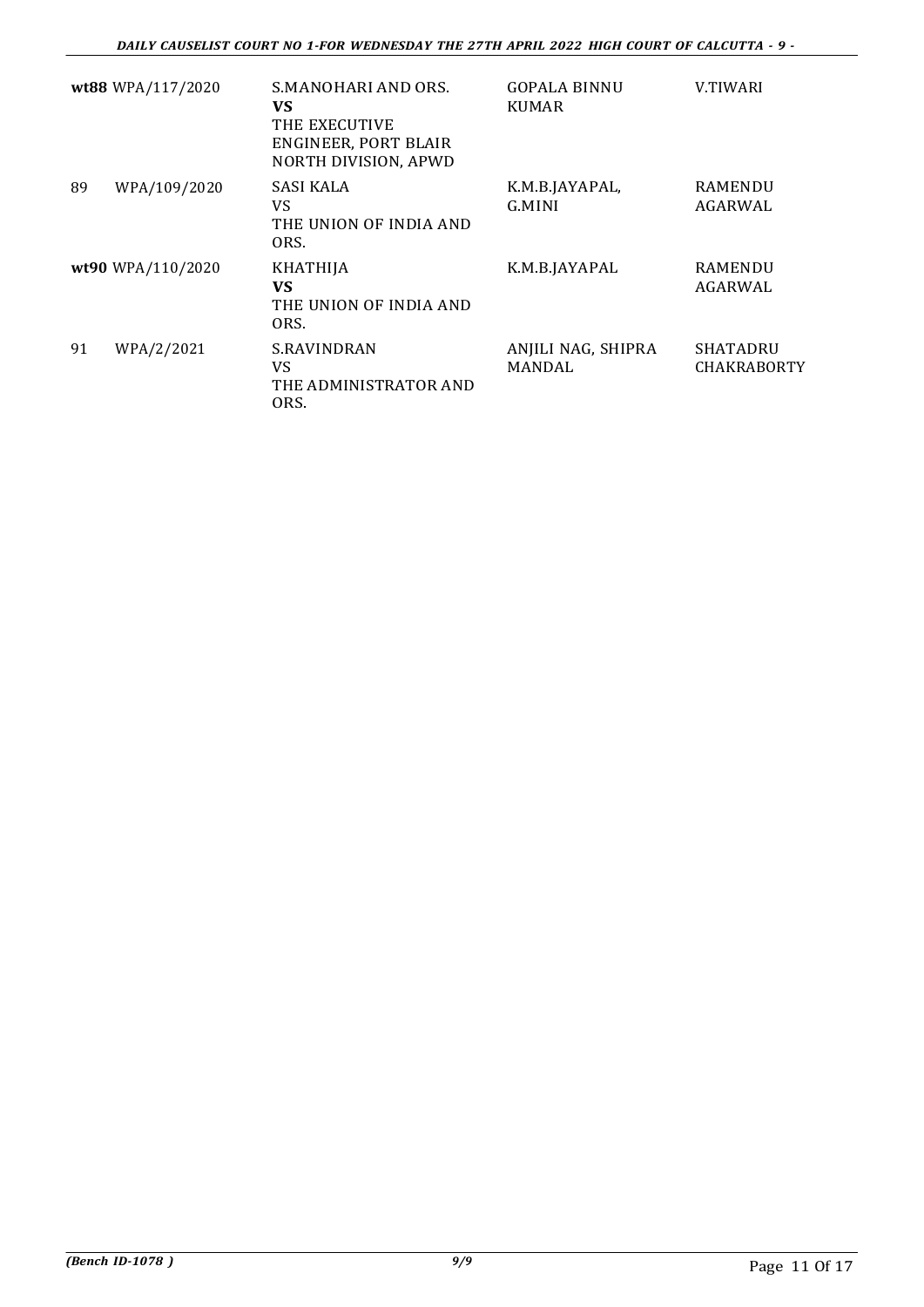| | | | | |
|---|---|---|---|---|
| **wt88** | WPA/117/2020 | S.MANOHARI AND ORS.<br>**VS**<br>THE EXECUTIVE ENGINEER, PORT BLAIR NORTH DIVISION, APWD | GOPALA BINNU KUMAR | V.TIWARI |
| 89 | WPA/109/2020 | SASI KALA<br>VS<br>THE UNION OF INDIA AND ORS. | K.M.B.JAYAPAL, G.MINI | RAMENDU AGARWAL |
| **wt90** | WPA/110/2020 | KHATHIJA<br>**VS**<br>THE UNION OF INDIA AND ORS. | K.M.B.JAYAPAL | RAMENDU AGARWAL |
| 91 | WPA/2/2021 | S.RAVINDRAN<br>VS<br>THE ADMINISTRATOR AND ORS. | ANJILI NAG, SHIPRA MANDAL | SHATADRU CHAKRABORTY |

*(Bench ID-1078 )* 9/9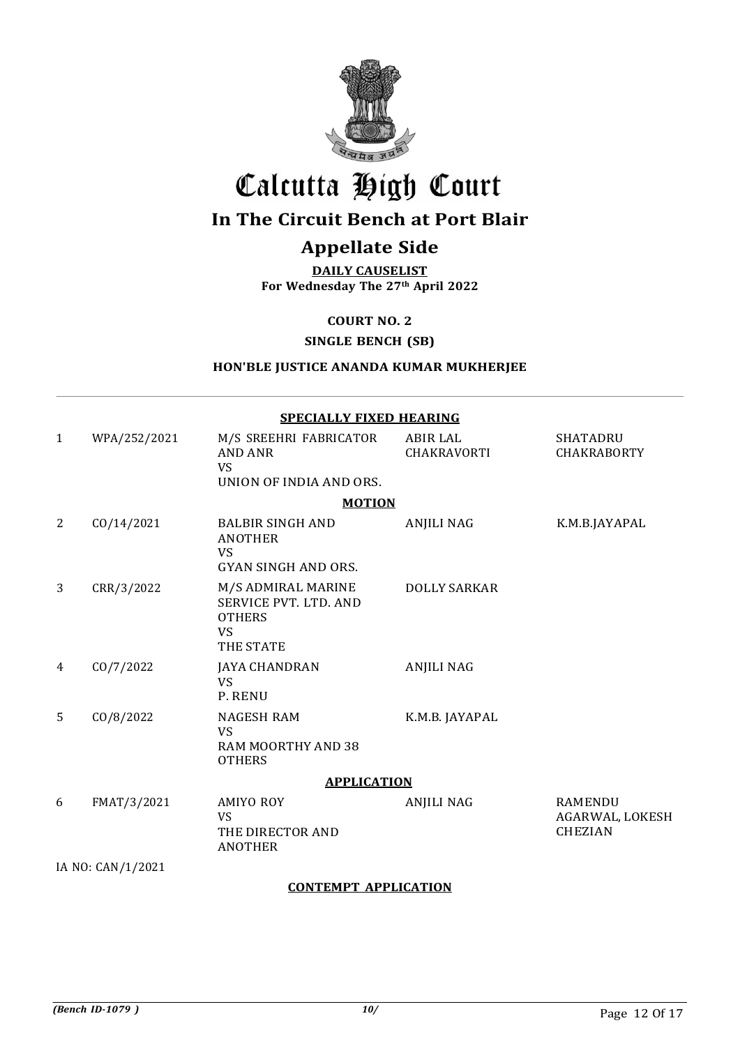# Calcutta High Court

## In The Circuit Bench at Port Blair

## Appellate Side

**DAILY CAUSELIST**
**For Wednesday The 27th April 2022**

**COURT NO. 2**

**SINGLE BENCH (SB)**

**HON'BLE JUSTICE ANANDA KUMAR MUKHERJEE**

**SPECIALLY FIXED HEARING**

| | | | | |
|---|---|---|---|---|
| 1 | WPA/252/2021 | M/S SREEHRI FABRICATOR AND ANR VS UNION OF INDIA AND ORS. | ABIR LAL CHAKRAVORTI | SHATADRU CHAKRABORTY |

**MOTION**

| | | | | |
|---|---|---|---|---|
| 2 | CO/14/2021 | BALBIR SINGH AND ANOTHER VS GYAN SINGH AND ORS. | ANJILI NAG | K.M.B.JAYAPAL |
| 3 | CRR/3/2022 | M/S ADMIRAL MARINE SERVICE PVT. LTD. AND OTHERS VS THE STATE | DOLLY SARKAR | |
| 4 | CO/7/2022 | JAYA CHANDRAN VS P. RENU | ANJILI NAG | |
| 5 | CO/8/2022 | NAGESH RAM VS RAM MOORTHY AND 38 OTHERS | K.M.B. JAYAPAL | |

**APPLICATION**

| | | | | |
|---|---|---|---|---|
| 6 | FMAT/3/2021 | AMIYO ROY VS THE DIRECTOR AND ANOTHER | ANJILI NAG | RAMENDU AGARWAL, LOKESH CHEZIAN |

IA NO: CAN/1/2021

**CONTEMPT APPLICATION**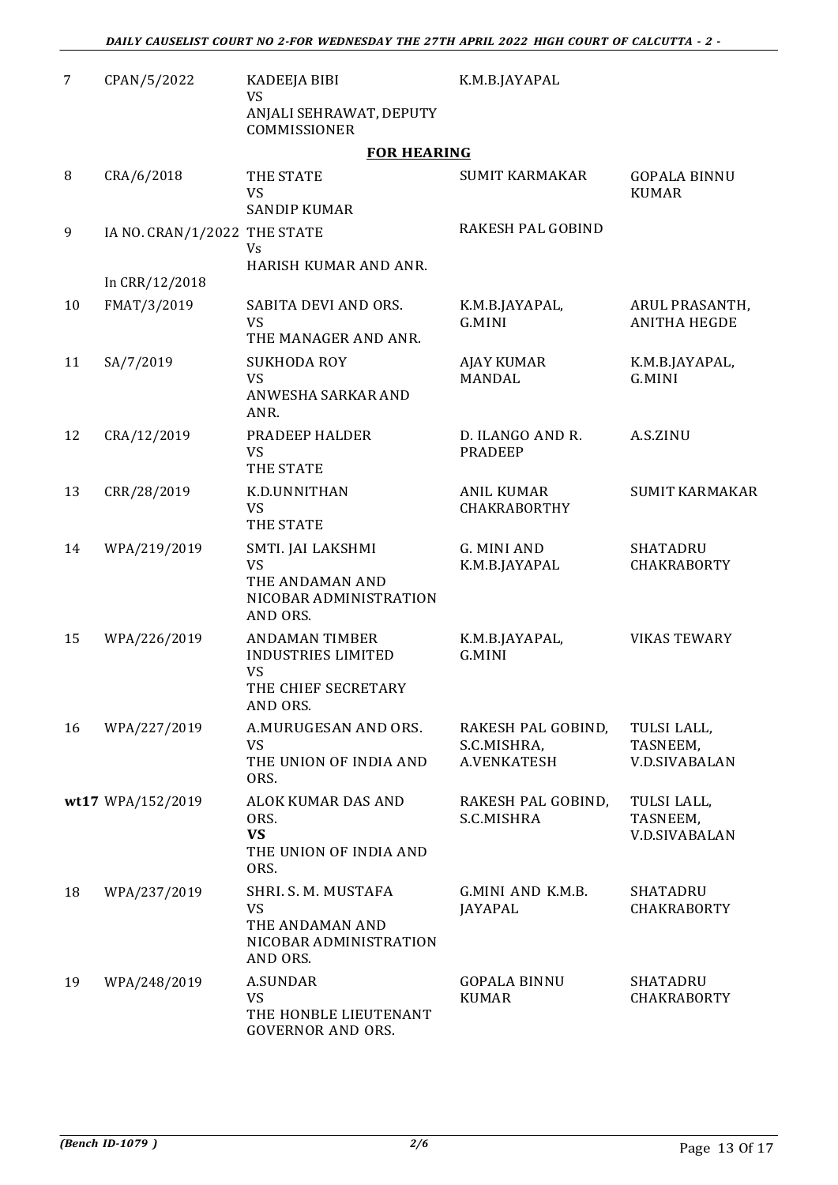| | | | | |
|---|---|---|---|---|
| 7 | CPAN/5/2022 | KADEEJA BIBI<br>VS<br>ANJALI SEHRAWAT, DEPUTY COMMISSIONER | K.M.B.JAYAPAL | |

**FOR HEARING**

| | | | | |
|---|---|---|---|---|
| 8 | CRA/6/2018 | THE STATE<br>VS<br>SANDIP KUMAR | SUMIT KARMAKAR | GOPALA BINNU KUMAR |
| 9 | IA NO. CRAN/1/2022<br><br>In CRR/12/2018 | THE STATE<br>Vs<br>HARISH KUMAR AND ANR. | RAKESH PAL GOBIND | |
| 10 | FMAT/3/2019 | SABITA DEVI AND ORS.<br>VS<br>THE MANAGER AND ANR. | K.M.B.JAYAPAL, G.MINI | ARUL PRASANTH, ANITHA HEGDE |
| 11 | SA/7/2019 | SUKHODA ROY<br>VS<br>ANWESHA SARKAR AND ANR. | AJAY KUMAR MANDAL | K.M.B.JAYAPAL, G.MINI |
| 12 | CRA/12/2019 | PRADEEP HALDER<br>VS<br>THE STATE | D. ILANGO AND R. PRADEEP | A.S.ZINU |
| 13 | CRR/28/2019 | K.D.UNNITHAN<br>VS<br>THE STATE | ANIL KUMAR CHAKRABORTHY | SUMIT KARMAKAR |
| 14 | WPA/219/2019 | SMTI. JAI LAKSHMI<br>VS<br>THE ANDAMAN AND NICOBAR ADMINISTRATION AND ORS. | G. MINI AND K.M.B.JAYAPAL | SHATADRU CHAKRABORTY |
| 15 | WPA/226/2019 | ANDAMAN TIMBER INDUSTRIES LIMITED<br>VS<br>THE CHIEF SECRETARY AND ORS. | K.M.B.JAYAPAL, G.MINI | VIKAS TEWARY |
| 16 | WPA/227/2019 | A.MURUGESAN AND ORS.<br>VS<br>THE UNION OF INDIA AND ORS. | RAKESH PAL GOBIND, S.C.MISHRA, A.VENKATESH | TULSI LALL, TASNEEM, V.D.SIVABALAN |
| **wt17** | WPA/152/2019 | ALOK KUMAR DAS AND ORS.<br>**VS**<br>THE UNION OF INDIA AND ORS. | RAKESH PAL GOBIND, S.C.MISHRA | TULSI LALL, TASNEEM, V.D.SIVABALAN |
| 18 | WPA/237/2019 | SHRI. S. M. MUSTAFA<br>VS<br>THE ANDAMAN AND NICOBAR ADMINISTRATION AND ORS. | G.MINI AND K.M.B. JAYAPAL | SHATADRU CHAKRABORTY |
| 19 | WPA/248/2019 | A.SUNDAR<br>VS<br>THE HONBLE LIEUTENANT GOVERNOR AND ORS. | GOPALA BINNU KUMAR | SHATADRU CHAKRABORTY |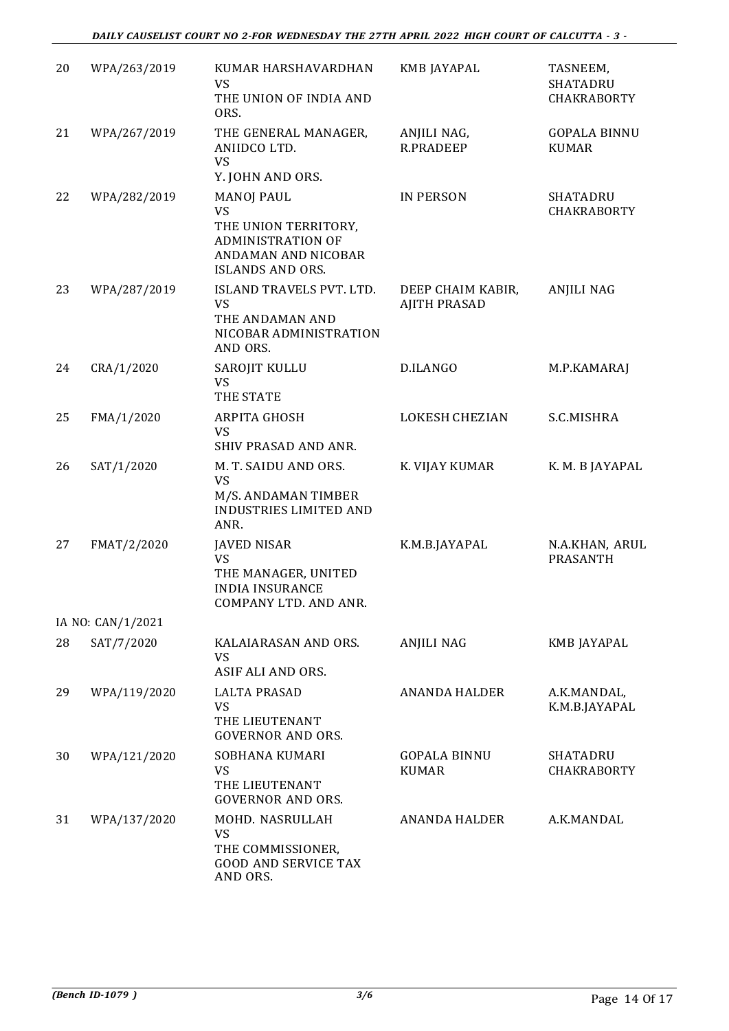| 20 | WPA/263/2019 | KUMAR HARSHAVARDHAN<br>VS<br>THE UNION OF INDIA AND ORS. | KMB JAYAPAL | TASNEEM, SHATADRU CHAKRABORTY |
|---|---|---|---|---|
| 21 | WPA/267/2019 | THE GENERAL MANAGER, ANIIDCO LTD.<br>VS<br>Y. JOHN AND ORS. | ANJILI NAG, R.PRADEEP | GOPALA BINNU KUMAR |
| 22 | WPA/282/2019 | MANOJ PAUL<br>VS<br>THE UNION TERRITORY, ADMINISTRATION OF ANDAMAN AND NICOBAR ISLANDS AND ORS. | IN PERSON | SHATADRU CHAKRABORTY |
| 23 | WPA/287/2019 | ISLAND TRAVELS PVT. LTD.<br>VS<br>THE ANDAMAN AND NICOBAR ADMINISTRATION AND ORS. | DEEP CHAIM KABIR, AJITH PRASAD | ANJILI NAG |
| 24 | CRA/1/2020 | SAROJIT KULLU<br>VS<br>THE STATE | D.ILANGO | M.P.KAMARAJ |
| 25 | FMA/1/2020 | ARPITA GHOSH<br>VS<br>SHIV PRASAD AND ANR. | LOKESH CHEZIAN | S.C.MISHRA |
| 26 | SAT/1/2020 | M. T. SAIDU AND ORS.<br>VS<br>M/S. ANDAMAN TIMBER INDUSTRIES LIMITED AND ANR. | K. VIJAY KUMAR | K. M. B JAYAPAL |
| 27 | FMAT/2/2020 | JAVED NISAR<br>VS<br>THE MANAGER, UNITED INDIA INSURANCE COMPANY LTD. AND ANR. | K.M.B.JAYAPAL | N.A.KHAN, ARUL PRASANTH |
| IA NO: CAN/1/2021 | | | | |
| 28 | SAT/7/2020 | KALAIARASAN AND ORS.<br>VS<br>ASIF ALI AND ORS. | ANJILI NAG | KMB JAYAPAL |
| 29 | WPA/119/2020 | LALTA PRASAD<br>VS<br>THE LIEUTENANT GOVERNOR AND ORS. | ANANDA HALDER | A.K.MANDAL, K.M.B.JAYAPAL |
| 30 | WPA/121/2020 | SOBHANA KUMARI<br>VS<br>THE LIEUTENANT GOVERNOR AND ORS. | GOPALA BINNU KUMAR | SHATADRU CHAKRABORTY |
| 31 | WPA/137/2020 | MOHD. NASRULLAH<br>VS<br>THE COMMISSIONER, GOOD AND SERVICE TAX AND ORS. | ANANDA HALDER | A.K.MANDAL |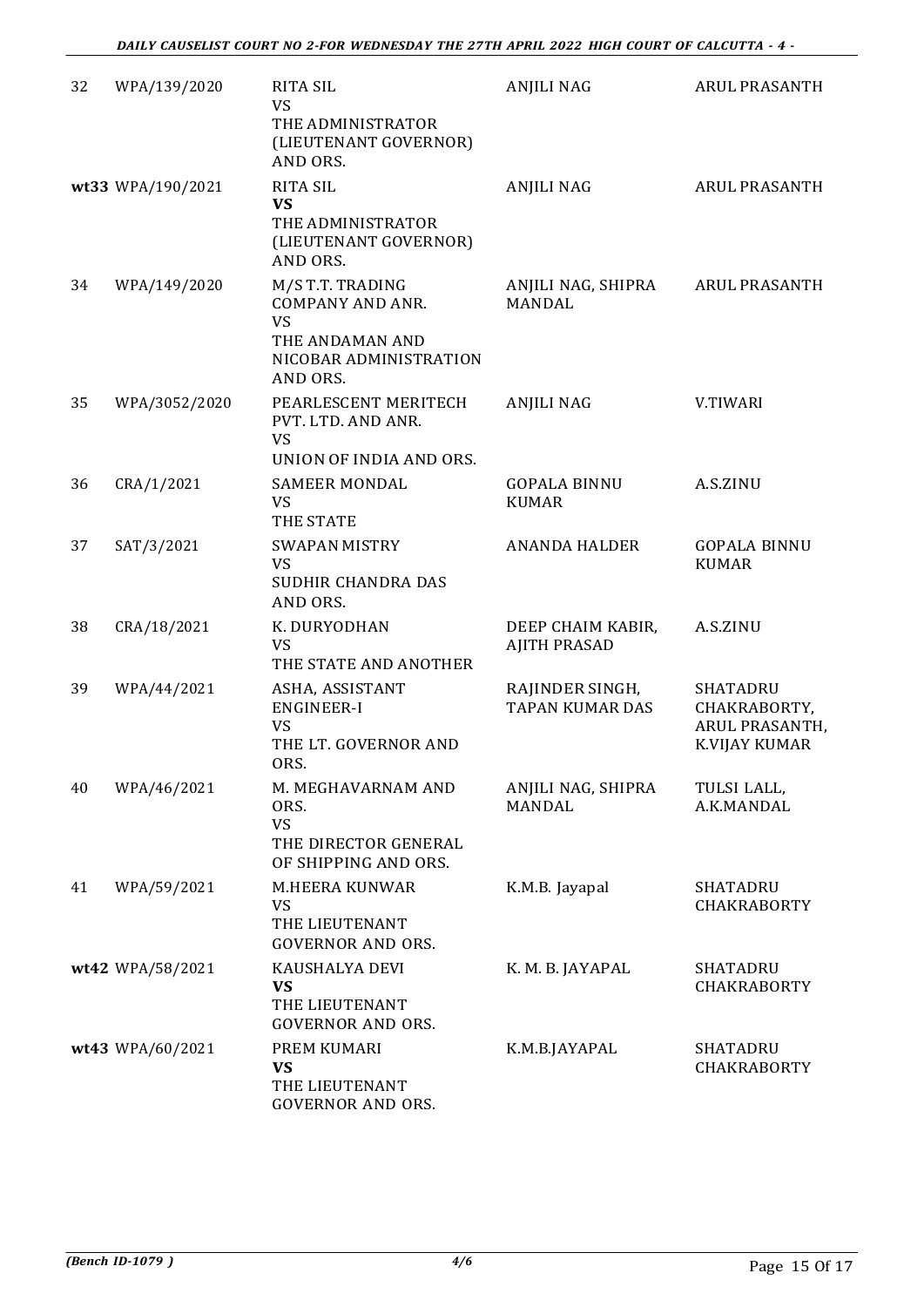| | | | | |
|---|---|---|---|---|
| 32 | WPA/139/2020 | RITA SIL<br>VS<br>THE ADMINISTRATOR (LIEUTENANT GOVERNOR) AND ORS. | ANJILI NAG | ARUL PRASANTH |
| wt33 | WPA/190/2021 | RITA SIL<br>**VS**<br>THE ADMINISTRATOR (LIEUTENANT GOVERNOR) AND ORS. | ANJILI NAG | ARUL PRASANTH |
| 34 | WPA/149/2020 | M/S T.T. TRADING COMPANY AND ANR.<br>VS<br>THE ANDAMAN AND NICOBAR ADMINISTRATION AND ORS. | ANJILI NAG, SHIPRA MANDAL | ARUL PRASANTH |
| 35 | WPA/3052/2020 | PEARLESCENT MERITECH PVT. LTD. AND ANR.<br>VS<br>UNION OF INDIA AND ORS. | ANJILI NAG | V.TIWARI |
| 36 | CRA/1/2021 | SAMEER MONDAL<br>VS<br>THE STATE | GOPALA BINNU KUMAR | A.S.ZINU |
| 37 | SAT/3/2021 | SWAPAN MISTRY<br>VS<br>SUDHIR CHANDRA DAS AND ORS. | ANANDA HALDER | GOPALA BINNU KUMAR |
| 38 | CRA/18/2021 | K. DURYODHAN<br>VS<br>THE STATE AND ANOTHER | DEEP CHAIM KABIR, AJITH PRASAD | A.S.ZINU |
| 39 | WPA/44/2021 | ASHA, ASSISTANT ENGINEER-I<br>VS<br>THE LT. GOVERNOR AND ORS. | RAJINDER SINGH, TAPAN KUMAR DAS | SHATADRU CHAKRABORTY, ARUL PRASANTH, K.VIJAY KUMAR |
| 40 | WPA/46/2021 | M. MEGHAVARNAM AND ORS.<br>VS<br>THE DIRECTOR GENERAL OF SHIPPING AND ORS. | ANJILI NAG, SHIPRA MANDAL | TULSI LALL, A.K.MANDAL |
| 41 | WPA/59/2021 | M.HEERA KUNWAR<br>VS<br>THE LIEUTENANT GOVERNOR AND ORS. | K.M.B. Jayapal | SHATADRU CHAKRABORTY |
| wt42 | WPA/58/2021 | KAUSHALYA DEVI<br>**VS**<br>THE LIEUTENANT GOVERNOR AND ORS. | K. M. B. JAYAPAL | SHATADRU CHAKRABORTY |
| wt43 | WPA/60/2021 | PREM KUMARI<br>**VS**<br>THE LIEUTENANT GOVERNOR AND ORS. | K.M.B.JAYAPAL | SHATADRU CHAKRABORTY |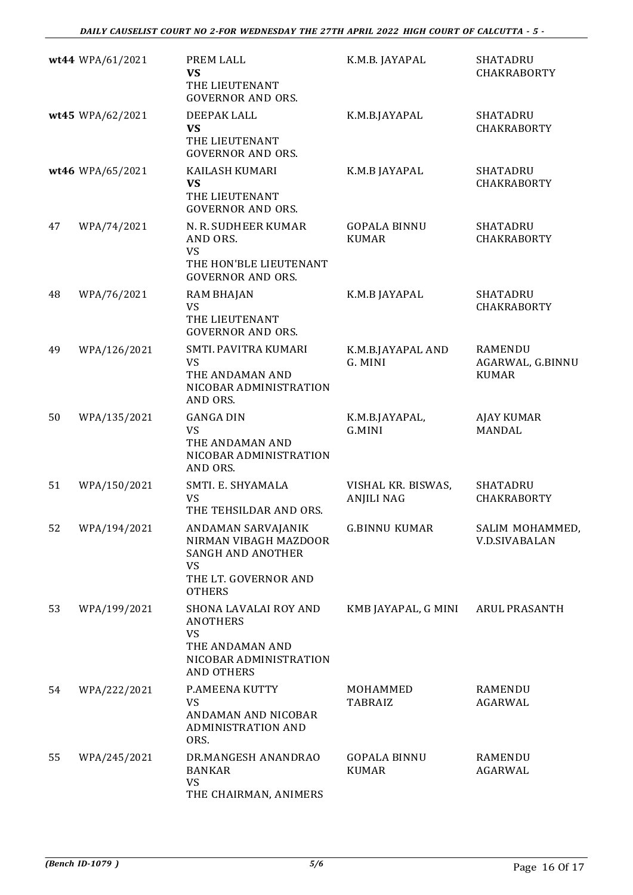| | | | | |
|---|---|---|---|---|
| **wt44** | WPA/61/2021 | PREM LALL<br>**VS**<br>THE LIEUTENANT GOVERNOR AND ORS. | K.M.B. JAYAPAL | SHATADRU CHAKRABORTY |
| **wt45** | WPA/62/2021 | DEEPAK LALL<br>**VS**<br>THE LIEUTENANT GOVERNOR AND ORS. | K.M.B.JAYAPAL | SHATADRU CHAKRABORTY |
| **wt46** | WPA/65/2021 | KAILASH KUMARI<br>**VS**<br>THE LIEUTENANT GOVERNOR AND ORS. | K.M.B JAYAPAL | SHATADRU CHAKRABORTY |
| 47 | WPA/74/2021 | N. R. SUDHEER KUMAR AND ORS.<br>VS<br>THE HON'BLE LIEUTENANT GOVERNOR AND ORS. | GOPALA BINNU KUMAR | SHATADRU CHAKRABORTY |
| 48 | WPA/76/2021 | RAM BHAJAN<br>VS<br>THE LIEUTENANT GOVERNOR AND ORS. | K.M.B JAYAPAL | SHATADRU CHAKRABORTY |
| 49 | WPA/126/2021 | SMTI. PAVITRA KUMARI<br>VS<br>THE ANDAMAN AND NICOBAR ADMINISTRATION AND ORS. | K.M.B.JAYAPAL AND G. MINI | RAMENDU AGARWAL, G.BINNU KUMAR |
| 50 | WPA/135/2021 | GANGA DIN<br>VS<br>THE ANDAMAN AND NICOBAR ADMINISTRATION AND ORS. | K.M.B.JAYAPAL, G.MINI | AJAY KUMAR MANDAL |
| 51 | WPA/150/2021 | SMTI. E. SHYAMALA<br>VS<br>THE TEHSILDAR AND ORS. | VISHAL KR. BISWAS, ANJILI NAG | SHATADRU CHAKRABORTY |
| 52 | WPA/194/2021 | ANDAMAN SARVAJANIK NIRMAN VIBAGH MAZDOOR SANGH AND ANOTHER<br>VS<br>THE LT. GOVERNOR AND OTHERS | G.BINNU KUMAR | SALIM MOHAMMED, V.D.SIVABALAN |
| 53 | WPA/199/2021 | SHONA LAVALAI ROY AND ANOTHERS<br>VS<br>THE ANDAMAN AND NICOBAR ADMINISTRATION AND OTHERS | KMB JAYAPAL, G MINI | ARUL PRASANTH |
| 54 | WPA/222/2021 | P.AMEENA KUTTY<br>VS<br>ANDAMAN AND NICOBAR ADMINISTRATION AND ORS. | MOHAMMED TABRAIZ | RAMENDU AGARWAL |
| 55 | WPA/245/2021 | DR.MANGESH ANANDRAO BANKAR<br>VS<br>THE CHAIRMAN, ANIMERS | GOPALA BINNU KUMAR | RAMENDU AGARWAL |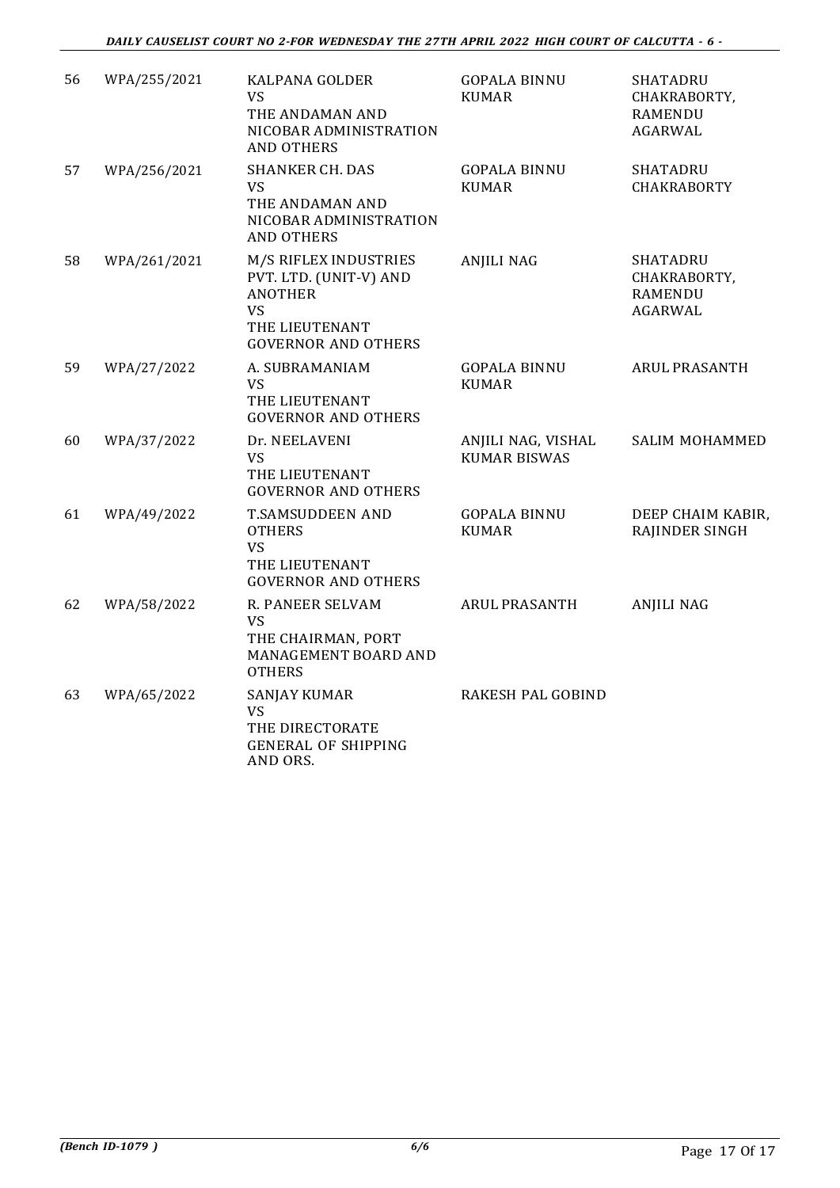| | | | | |
|---|---|---|---|---|
| 56 | WPA/255/2021 | KALPANA GOLDER VS THE ANDAMAN AND NICOBAR ADMINISTRATION AND OTHERS | GOPALA BINNU KUMAR | SHATADRU CHAKRABORTY, RAMENDU AGARWAL |
| 57 | WPA/256/2021 | SHANKER CH. DAS VS THE ANDAMAN AND NICOBAR ADMINISTRATION AND OTHERS | GOPALA BINNU KUMAR | SHATADRU CHAKRABORTY |
| 58 | WPA/261/2021 | M/S RIFLEX INDUSTRIES PVT. LTD. (UNIT-V) AND ANOTHER VS THE LIEUTENANT GOVERNOR AND OTHERS | ANJILI NAG | SHATADRU CHAKRABORTY, RAMENDU AGARWAL |
| 59 | WPA/27/2022 | A. SUBRAMANIAM VS THE LIEUTENANT GOVERNOR AND OTHERS | GOPALA BINNU KUMAR | ARUL PRASANTH |
| 60 | WPA/37/2022 | Dr. NEELAVENI VS THE LIEUTENANT GOVERNOR AND OTHERS | ANJILI NAG, VISHAL KUMAR BISWAS | SALIM MOHAMMED |
| 61 | WPA/49/2022 | T.SAMSUDDEEN AND OTHERS VS THE LIEUTENANT GOVERNOR AND OTHERS | GOPALA BINNU KUMAR | DEEP CHAIM KABIR, RAJINDER SINGH |
| 62 | WPA/58/2022 | R. PANEER SELVAM VS THE CHAIRMAN, PORT MANAGEMENT BOARD AND OTHERS | ARUL PRASANTH | ANJILI NAG |
| 63 | WPA/65/2022 | SANJAY KUMAR VS THE DIRECTORATE GENERAL OF SHIPPING AND ORS. | RAKESH PAL GOBIND | |